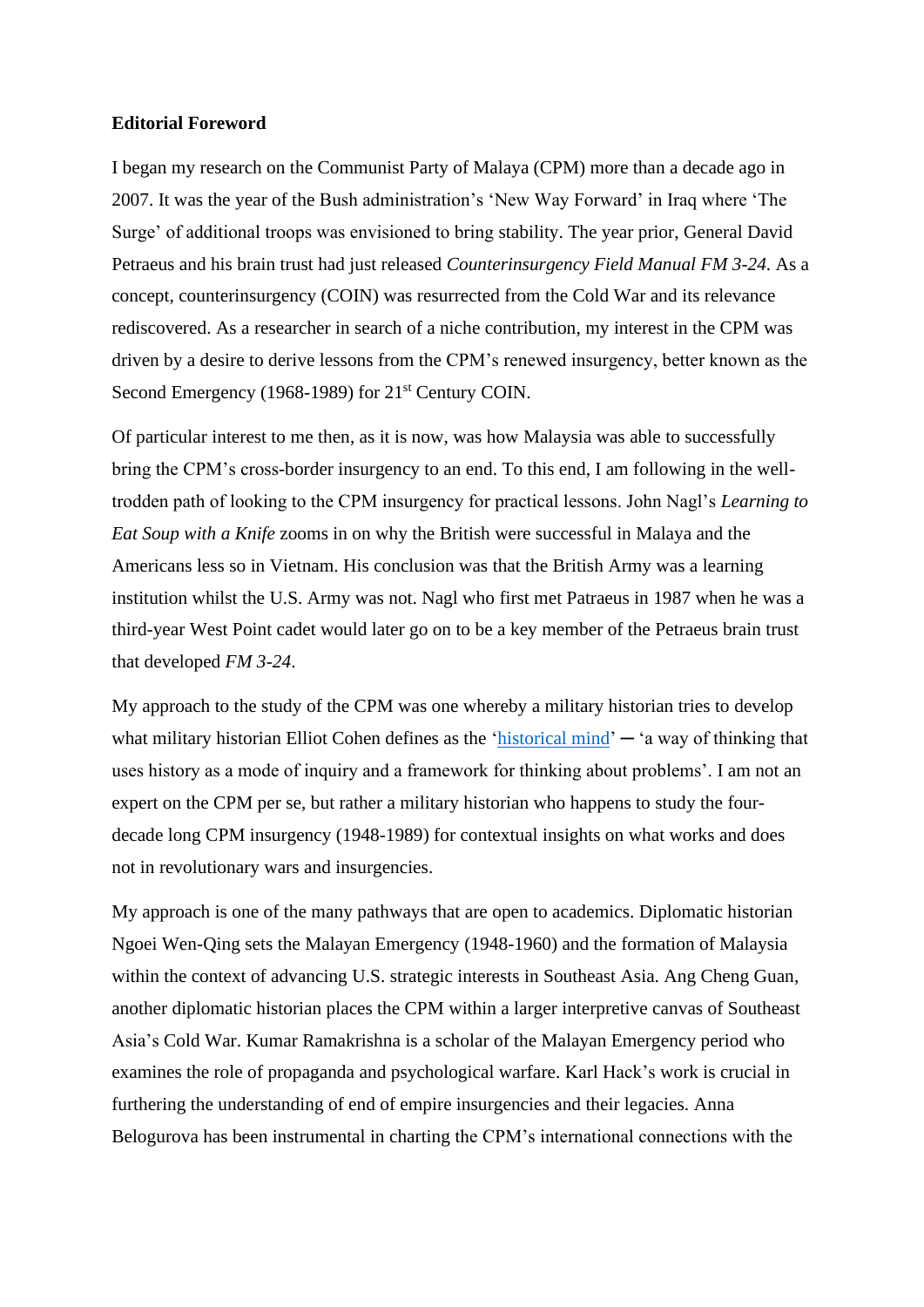**Editorial Foreword**

I began my research on the Communist Party of Malaya (CPM) more than a decade ago in 2007. It was the year of the Bush administration's 'New Way Forward' in Iraq where 'The Surge' of additional troops was envisioned to bring stability. The year prior, General David Petraeus and his brain trust had just released *Counterinsurgency Field Manual FM 3-24*. As a concept, counterinsurgency (COIN) was resurrected from the Cold War and its relevance rediscovered. As a researcher in search of a niche contribution, my interest in the CPM was driven by a desire to derive lessons from the CPM's renewed insurgency, better known as the Second Emergency (1968-1989) for 21st Century COIN.

Of particular interest to me then, as it is now, was how Malaysia was able to successfully bring the CPM's cross-border insurgency to an end. To this end, I am following in the well-trodden path of looking to the CPM insurgency for practical lessons. John Nagl's *Learning to Eat Soup with a Knife* zooms in on why the British were successful in Malaya and the Americans less so in Vietnam. His conclusion was that the British Army was a learning institution whilst the U.S. Army was not. Nagl who first met Patraeus in 1987 when he was a third-year West Point cadet would later go on to be a key member of the Petraeus brain trust that developed *FM 3-24*.

My approach to the study of the CPM was one whereby a military historian tries to develop what military historian Elliot Cohen defines as the '[historical mind]' ─ 'a way of thinking that uses history as a mode of inquiry and a framework for thinking about problems'. I am not an expert on the CPM per se, but rather a military historian who happens to study the four-decade long CPM insurgency (1948-1989) for contextual insights on what works and does not in revolutionary wars and insurgencies.

My approach is one of the many pathways that are open to academics. Diplomatic historian Ngoei Wen-Qing sets the Malayan Emergency (1948-1960) and the formation of Malaysia within the context of advancing U.S. strategic interests in Southeast Asia. Ang Cheng Guan, another diplomatic historian places the CPM within a larger interpretive canvas of Southeast Asia's Cold War. Kumar Ramakrishna is a scholar of the Malayan Emergency period who examines the role of propaganda and psychological warfare. Karl Hack's work is crucial in furthering the understanding of end of empire insurgencies and their legacies. Anna Belogurova has been instrumental in charting the CPM's international connections with the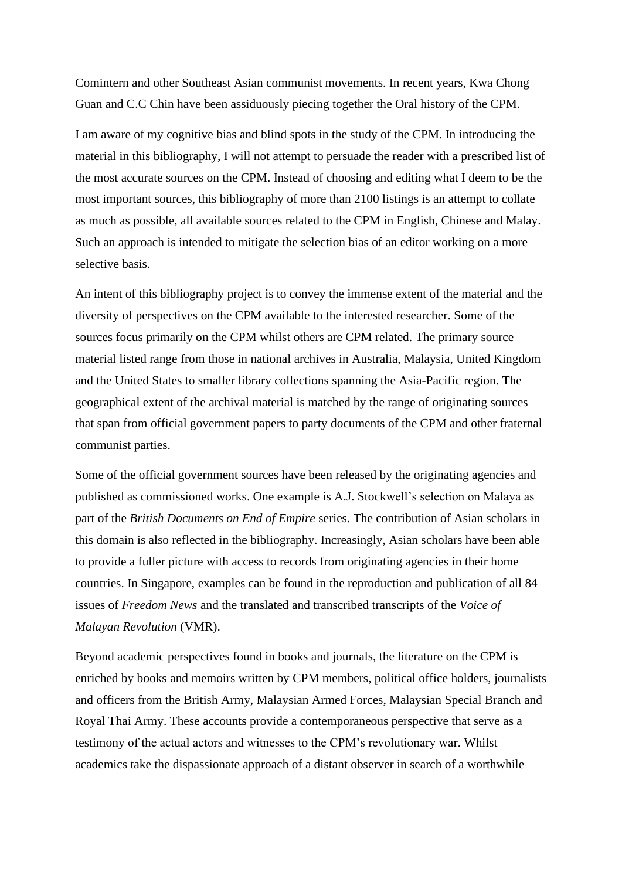Comintern and other Southeast Asian communist movements. In recent years, Kwa Chong Guan and C.C Chin have been assiduously piecing together the Oral history of the CPM.

I am aware of my cognitive bias and blind spots in the study of the CPM. In introducing the material in this bibliography, I will not attempt to persuade the reader with a prescribed list of the most accurate sources on the CPM. Instead of choosing and editing what I deem to be the most important sources, this bibliography of more than 2100 listings is an attempt to collate as much as possible, all available sources related to the CPM in English, Chinese and Malay. Such an approach is intended to mitigate the selection bias of an editor working on a more selective basis.

An intent of this bibliography project is to convey the immense extent of the material and the diversity of perspectives on the CPM available to the interested researcher. Some of the sources focus primarily on the CPM whilst others are CPM related. The primary source material listed range from those in national archives in Australia, Malaysia, United Kingdom and the United States to smaller library collections spanning the Asia-Pacific region. The geographical extent of the archival material is matched by the range of originating sources that span from official government papers to party documents of the CPM and other fraternal communist parties.

Some of the official government sources have been released by the originating agencies and published as commissioned works. One example is A.J. Stockwell's selection on Malaya as part of the *British Documents on End of Empire* series. The contribution of Asian scholars in this domain is also reflected in the bibliography. Increasingly, Asian scholars have been able to provide a fuller picture with access to records from originating agencies in their home countries. In Singapore, examples can be found in the reproduction and publication of all 84 issues of *Freedom News* and the translated and transcribed transcripts of the *Voice of Malayan Revolution* (VMR).

Beyond academic perspectives found in books and journals, the literature on the CPM is enriched by books and memoirs written by CPM members, political office holders, journalists and officers from the British Army, Malaysian Armed Forces, Malaysian Special Branch and Royal Thai Army. These accounts provide a contemporaneous perspective that serve as a testimony of the actual actors and witnesses to the CPM's revolutionary war. Whilst academics take the dispassionate approach of a distant observer in search of a worthwhile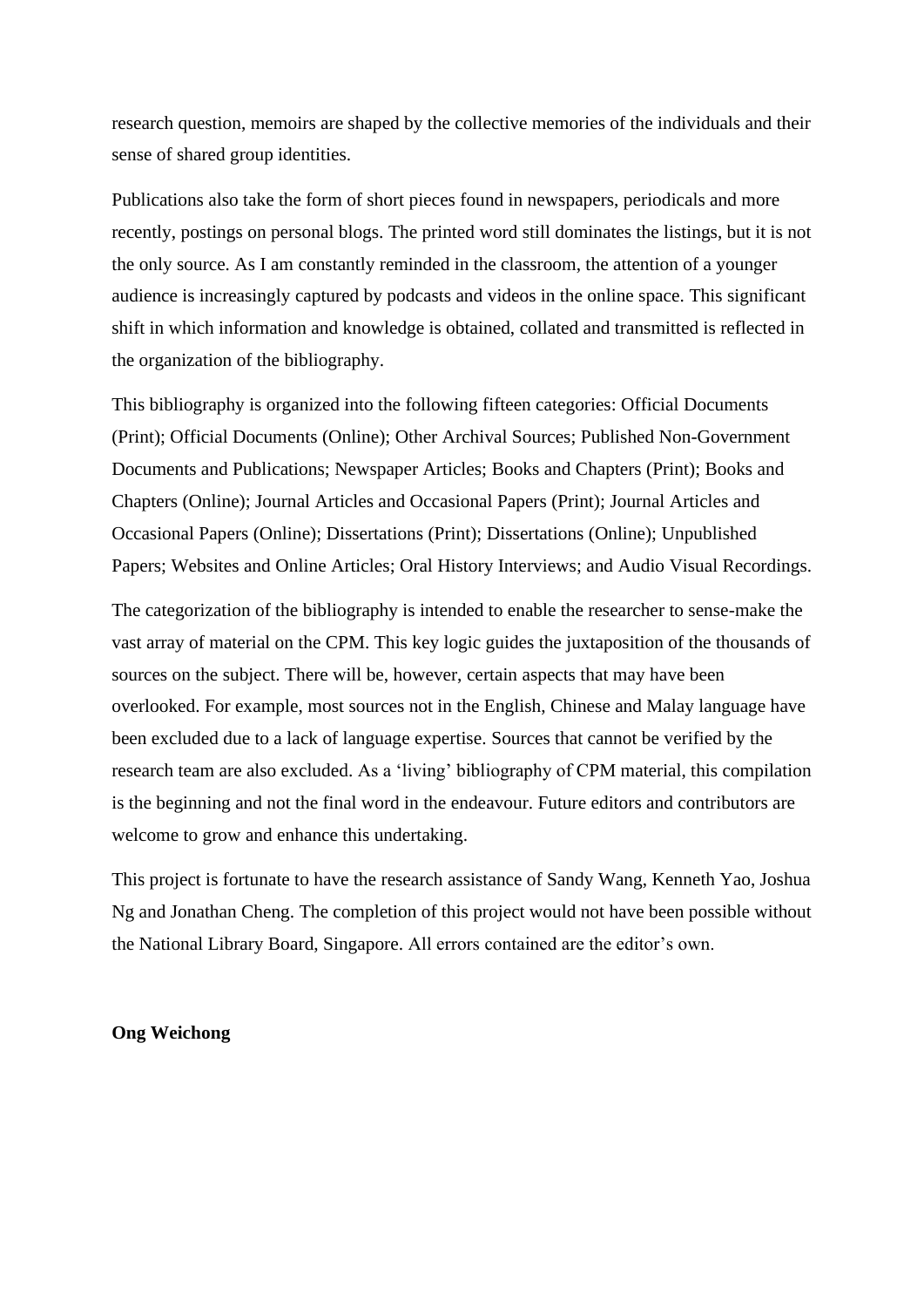research question, memoirs are shaped by the collective memories of the individuals and their sense of shared group identities.

Publications also take the form of short pieces found in newspapers, periodicals and more recently, postings on personal blogs. The printed word still dominates the listings, but it is not the only source. As I am constantly reminded in the classroom, the attention of a younger audience is increasingly captured by podcasts and videos in the online space. This significant shift in which information and knowledge is obtained, collated and transmitted is reflected in the organization of the bibliography.

This bibliography is organized into the following fifteen categories: Official Documents (Print); Official Documents (Online); Other Archival Sources; Published Non-Government Documents and Publications; Newspaper Articles; Books and Chapters (Print); Books and Chapters (Online); Journal Articles and Occasional Papers (Print); Journal Articles and Occasional Papers (Online); Dissertations (Print); Dissertations (Online); Unpublished Papers; Websites and Online Articles; Oral History Interviews; and Audio Visual Recordings.

The categorization of the bibliography is intended to enable the researcher to sense-make the vast array of material on the CPM. This key logic guides the juxtaposition of the thousands of sources on the subject. There will be, however, certain aspects that may have been overlooked. For example, most sources not in the English, Chinese and Malay language have been excluded due to a lack of language expertise. Sources that cannot be verified by the research team are also excluded. As a 'living' bibliography of CPM material, this compilation is the beginning and not the final word in the endeavour. Future editors and contributors are welcome to grow and enhance this undertaking.

This project is fortunate to have the research assistance of Sandy Wang, Kenneth Yao, Joshua Ng and Jonathan Cheng. The completion of this project would not have been possible without the National Library Board, Singapore. All errors contained are the editor's own.

**Ong Weichong**